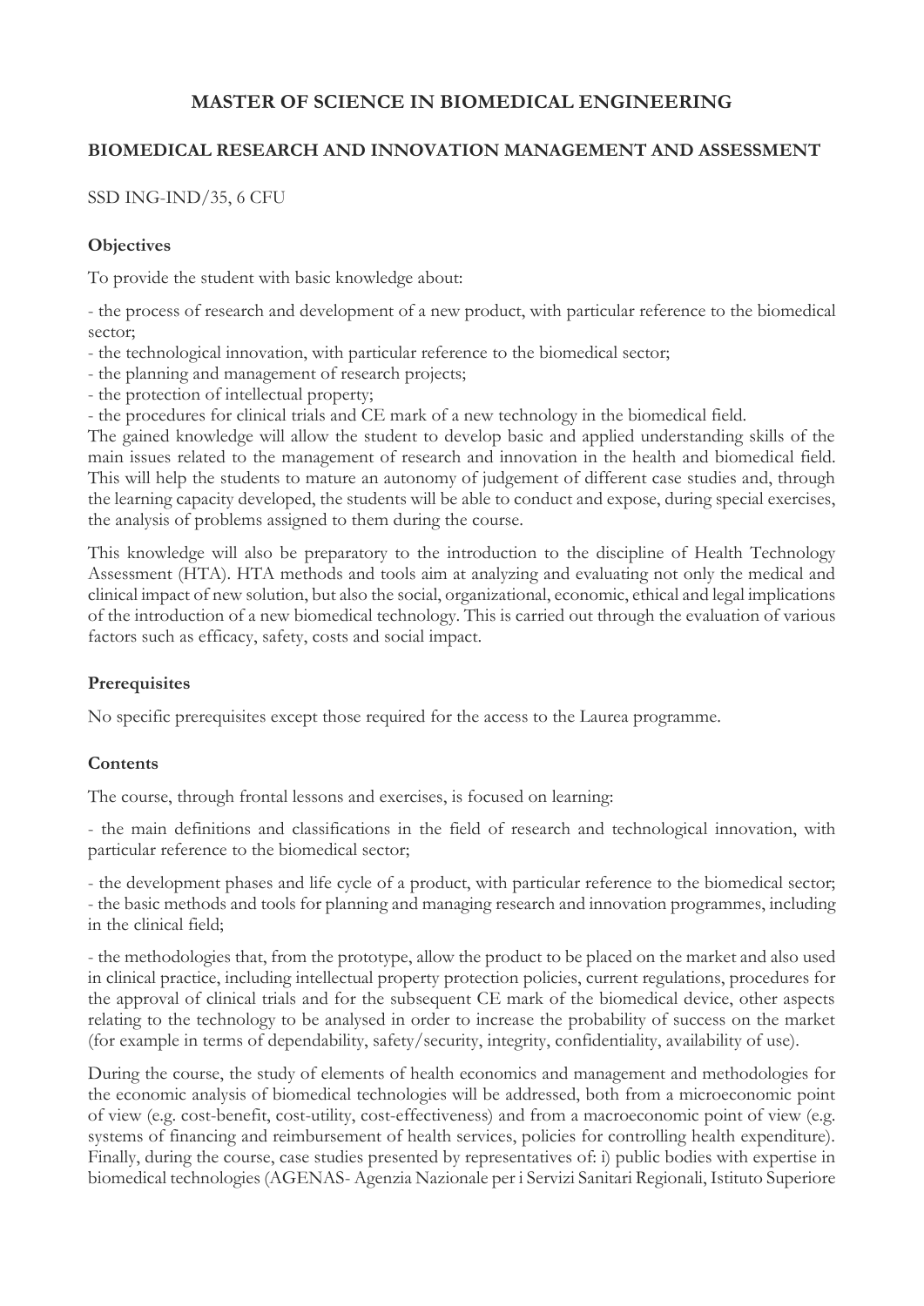# MASTER OF SCIENCE IN BIOMEDICAL ENGINEERING

## BIOMEDICAL RESEARCH AND INNOVATION MANAGEMENT AND ASSESSMENT

SSD ING-IND/35, 6 CFU

### Objectives

To provide the student with basic knowledge about:

- the process of research and development of a new product, with particular reference to the biomedical sector;
- the technological innovation, with particular reference to the biomedical sector;
- the planning and management of research projects;
- the protection of intellectual property;
- the procedures for clinical trials and CE mark of a new technology in the biomedical field.

The gained knowledge will allow the student to develop basic and applied understanding skills of the main issues related to the management of research and innovation in the health and biomedical field. This will help the students to mature an autonomy of judgement of different case studies and, through the learning capacity developed, the students will be able to conduct and expose, during special exercises, the analysis of problems assigned to them during the course.

This knowledge will also be preparatory to the introduction to the discipline of Health Technology Assessment (HTA). HTA methods and tools aim at analyzing and evaluating not only the medical and clinical impact of new solution, but also the social, organizational, economic, ethical and legal implications of the introduction of a new biomedical technology. This is carried out through the evaluation of various factors such as efficacy, safety, costs and social impact.

### Prerequisites

No specific prerequisites except those required for the access to the Laurea programme.

### Contents

The course, through frontal lessons and exercises, is focused on learning:

- the main definitions and classifications in the field of research and technological innovation, with particular reference to the biomedical sector;

- the development phases and life cycle of a product, with particular reference to the biomedical sector;
- the basic methods and tools for planning and managing research and innovation programmes, including in the clinical field;

- the methodologies that, from the prototype, allow the product to be placed on the market and also used in clinical practice, including intellectual property protection policies, current regulations, procedures for the approval of clinical trials and for the subsequent CE mark of the biomedical device, other aspects relating to the technology to be analysed in order to increase the probability of success on the market (for example in terms of dependability, safety/security, integrity, confidentiality, availability of use).

During the course, the study of elements of health economics and management and methodologies for the economic analysis of biomedical technologies will be addressed, both from a microeconomic point of view (e.g. cost-benefit, cost-utility, cost-effectiveness) and from a macroeconomic point of view (e.g. systems of financing and reimbursement of health services, policies for controlling health expenditure). Finally, during the course, case studies presented by representatives of: i) public bodies with expertise in biomedical technologies (AGENAS- Agenzia Nazionale per i Servizi Sanitari Regionali, Istituto Superiore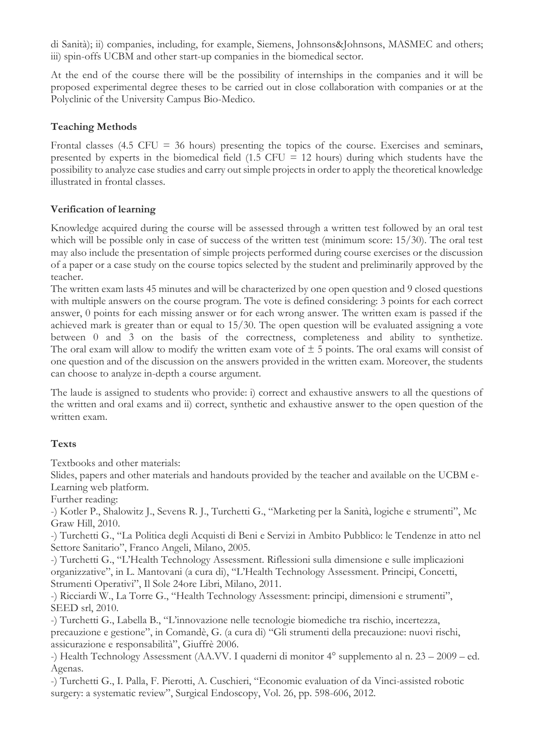di Sanità); ii) companies, including, for example, Siemens, Johnsons&Johnsons, MASMEC and others; iii) spin-offs UCBM and other start-up companies in the biomedical sector.

At the end of the course there will be the possibility of internships in the companies and it will be proposed experimental degree theses to be carried out in close collaboration with companies or at the Polyclinic of the University Campus Bio-Medico.

**Teaching Methods**

Frontal classes (4.5 CFU = 36 hours) presenting the topics of the course. Exercises and seminars, presented by experts in the biomedical field (1.5 CFU = 12 hours) during which students have the possibility to analyze case studies and carry out simple projects in order to apply the theoretical knowledge illustrated in frontal classes.

**Verification of learning**

Knowledge acquired during the course will be assessed through a written test followed by an oral test which will be possible only in case of success of the written test (minimum score: 15/30). The oral test may also include the presentation of simple projects performed during course exercises or the discussion of a paper or a case study on the course topics selected by the student and preliminarily approved by the teacher.

The written exam lasts 45 minutes and will be characterized by one open question and 9 closed questions with multiple answers on the course program. The vote is defined considering: 3 points for each correct answer, 0 points for each missing answer or for each wrong answer. The written exam is passed if the achieved mark is greater than or equal to 15/30. The open question will be evaluated assigning a vote between 0 and 3 on the basis of the correctness, completeness and ability to synthetize. The oral exam will allow to modify the written exam vote of $\pm$ 5 points. The oral exams will consist of one question and of the discussion on the answers provided in the written exam. Moreover, the students can choose to analyze in-depth a course argument.

The laude is assigned to students who provide: i) correct and exhaustive answers to all the questions of the written and oral exams and ii) correct, synthetic and exhaustive answer to the open question of the written exam.

**Texts**

Textbooks and other materials:

Slides, papers and other materials and handouts provided by the teacher and available on the UCBM e-Learning web platform.

Further reading:

-) Kotler P., Shalowitz J., Sevens R. J., Turchetti G., "Marketing per la Sanità, logiche e strumenti", Mc Graw Hill, 2010.

-) Turchetti G., "La Politica degli Acquisti di Beni e Servizi in Ambito Pubblico: le Tendenze in atto nel Settore Sanitario", Franco Angeli, Milano, 2005.

-) Turchetti G., "L'Health Technology Assessment. Riflessioni sulla dimensione e sulle implicazioni organizzative", in L. Mantovani (a cura di), "L'Health Technology Assessment. Principi, Concetti, Strumenti Operativi", Il Sole 24ore Libri, Milano, 2011.

-) Ricciardi W., La Torre G., "Health Technology Assessment: principi, dimensioni e strumenti", SEED srl, 2010.

-) Turchetti G., Labella B., "L'innovazione nelle tecnologie biomediche tra rischio, incertezza, precauzione e gestione", in Comandè, G. (a cura di) "Gli strumenti della precauzione: nuovi rischi, assicurazione e responsabilità", Giuffrè 2006.

-) Health Technology Assessment (AA.VV. I quaderni di monitor 4° supplemento al n. 23 – 2009 – ed. Agenas.

-) Turchetti G., I. Palla, F. Pierotti, A. Cuschieri, "Economic evaluation of da Vinci-assisted robotic surgery: a systematic review", Surgical Endoscopy, Vol. 26, pp. 598-606, 2012.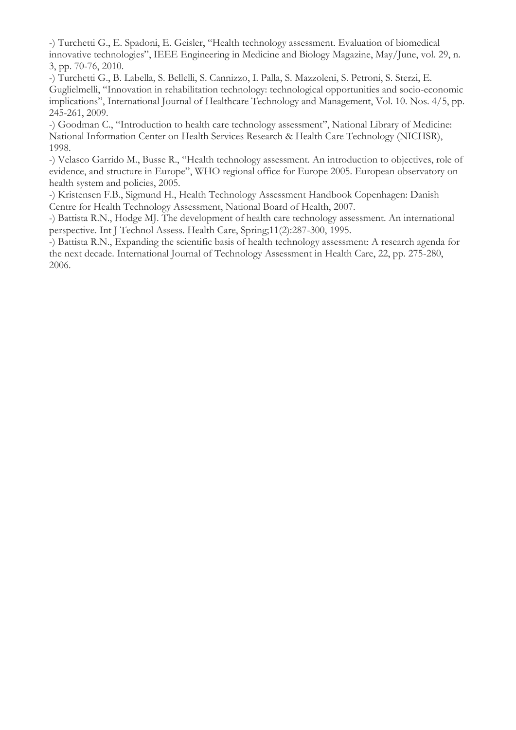-) Turchetti G., E. Spadoni, E. Geisler, "Health technology assessment. Evaluation of biomedical innovative technologies", IEEE Engineering in Medicine and Biology Magazine, May/June, vol. 29, n. 3, pp. 70-76, 2010.

-) Turchetti G., B. Labella, S. Bellelli, S. Cannizzo, I. Palla, S. Mazzoleni, S. Petroni, S. Sterzi, E. Guglielmelli, "Innovation in rehabilitation technology: technological opportunities and socio-economic implications", International Journal of Healthcare Technology and Management, Vol. 10. Nos. 4/5, pp. 245-261, 2009.

-) Goodman C., "Introduction to health care technology assessment", National Library of Medicine: National Information Center on Health Services Research & Health Care Technology (NICHSR), 1998.

-) Velasco Garrido M., Busse R., "Health technology assessment. An introduction to objectives, role of evidence, and structure in Europe", WHO regional office for Europe 2005. European observatory on health system and policies, 2005.

-) Kristensen F.B., Sigmund H., Health Technology Assessment Handbook Copenhagen: Danish Centre for Health Technology Assessment, National Board of Health, 2007.

-) Battista R.N., Hodge MJ. The development of health care technology assessment. An international perspective. Int J Technol Assess. Health Care, Spring;11(2):287-300, 1995.

-) Battista R.N., Expanding the scientific basis of health technology assessment: A research agenda for the next decade. International Journal of Technology Assessment in Health Care, 22, pp. 275-280, 2006.